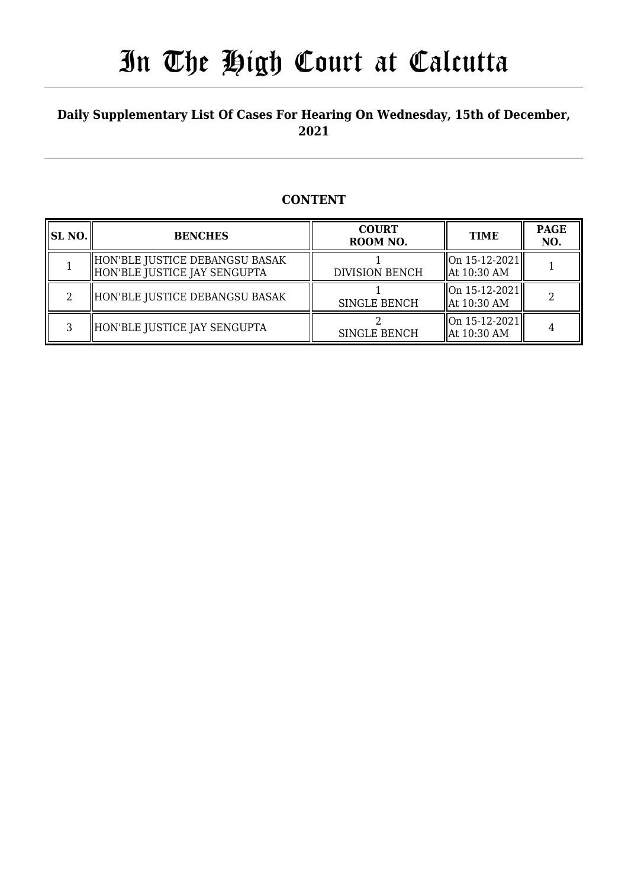# In The High Court at Calcutta

**Daily Supplementary List Of Cases For Hearing On Wednesday, 15th of December, 2021**

## CONTENT

| SL NO. | BENCHES | COURT ROOM NO. | TIME | PAGE NO. |
|---|---|---|---|---|
| 1 | HON'BLE JUSTICE DEBANGSU BASAK HON'BLE JUSTICE JAY SENGUPTA | 1 DIVISION BENCH | On 15-12-2021 At 10:30 AM | 1 |
| 2 | HON'BLE JUSTICE DEBANGSU BASAK | 1 SINGLE BENCH | On 15-12-2021 At 10:30 AM | 2 |
| 3 | HON'BLE JUSTICE JAY SENGUPTA | 2 SINGLE BENCH | On 15-12-2021 At 10:30 AM | 4 |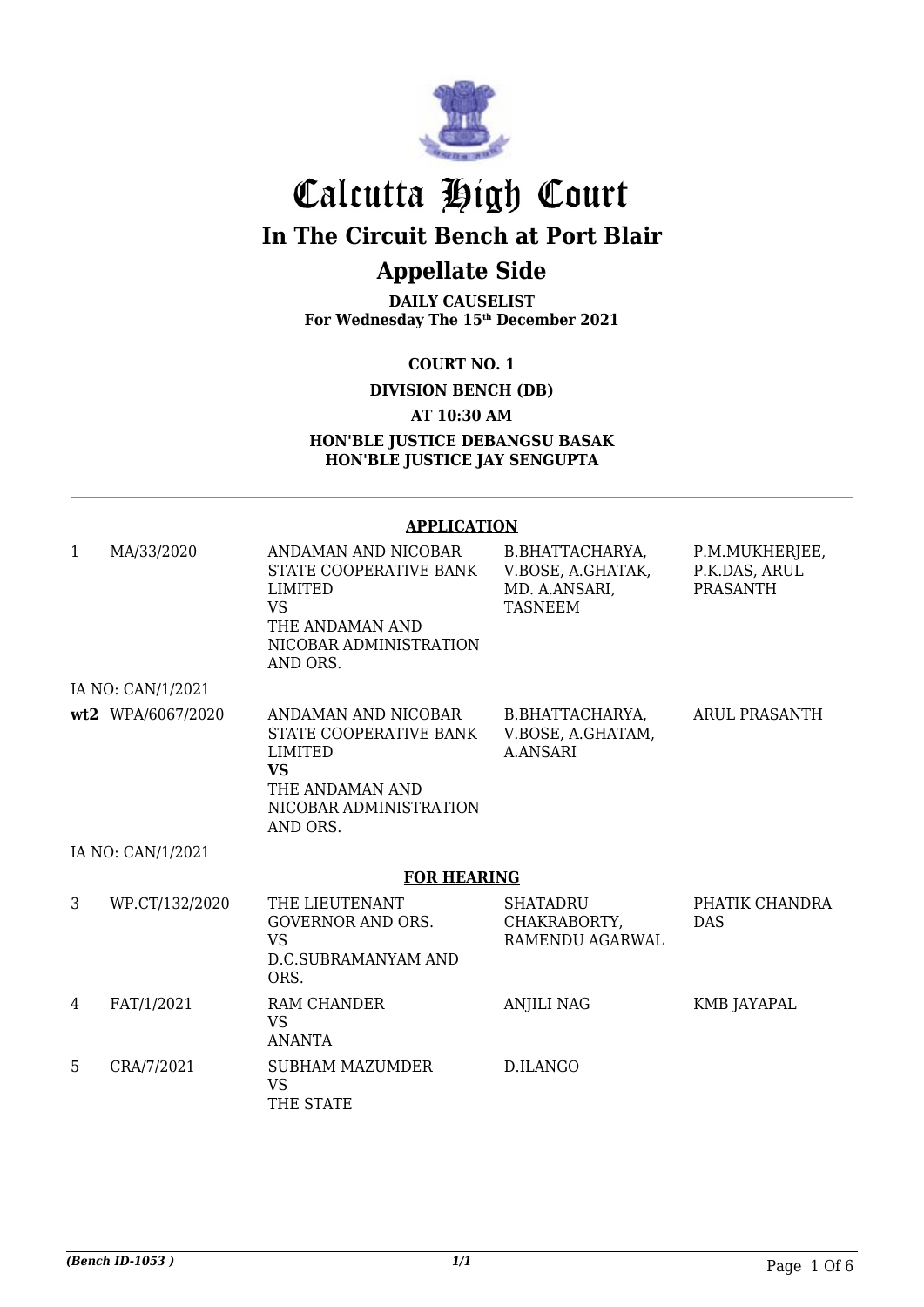# Calcutta High Court

## In The Circuit Bench at Port Blair

## Appellate Side

**DAILY CAUSELIST**
**For Wednesday The 15th December 2021**

**COURT NO. 1**

**DIVISION BENCH (DB)**

**AT 10:30 AM**

**HON'BLE JUSTICE DEBANGSU BASAK**
**HON'BLE JUSTICE JAY SENGUPTA**

---

**APPLICATION**

| | | | | |
|---|---|---|---|---|
| 1 | MA/33/2020 | ANDAMAN AND NICOBAR STATE COOPERATIVE BANK LIMITED<br>VS<br>THE ANDAMAN AND NICOBAR ADMINISTRATION AND ORS. | B.BHATTACHARYA, V.BOSE, A.GHATAK, MD. A.ANSARI, TASNEEM | P.M.MUKHERJEE, P.K.DAS, ARUL PRASANTH |
| IA NO: CAN/1/2021 | | | | |
| **wt2** | WPA/6067/2020 | ANDAMAN AND NICOBAR STATE COOPERATIVE BANK LIMITED<br>**VS**<br>THE ANDAMAN AND NICOBAR ADMINISTRATION AND ORS. | B.BHATTACHARYA, V.BOSE, A.GHATAM, A.ANSARI | ARUL PRASANTH |
| IA NO: CAN/1/2021 | | | | |

**FOR HEARING**

| | | | | |
|---|---|---|---|---|
| 3 | WP.CT/132/2020 | THE LIEUTENANT GOVERNOR AND ORS.<br>VS<br>D.C.SUBRAMANYAM AND ORS. | SHATADRU CHAKRABORTY, RAMENDU AGARWAL | PHATIK CHANDRA DAS |
| 4 | FAT/1/2021 | RAM CHANDER<br>VS<br>ANANTA | ANJILI NAG | KMB JAYAPAL |
| 5 | CRA/7/2021 | SUBHAM MAZUMDER<br>VS<br>THE STATE | D.ILANGO | |

*(Bench ID-1053 )* 1/1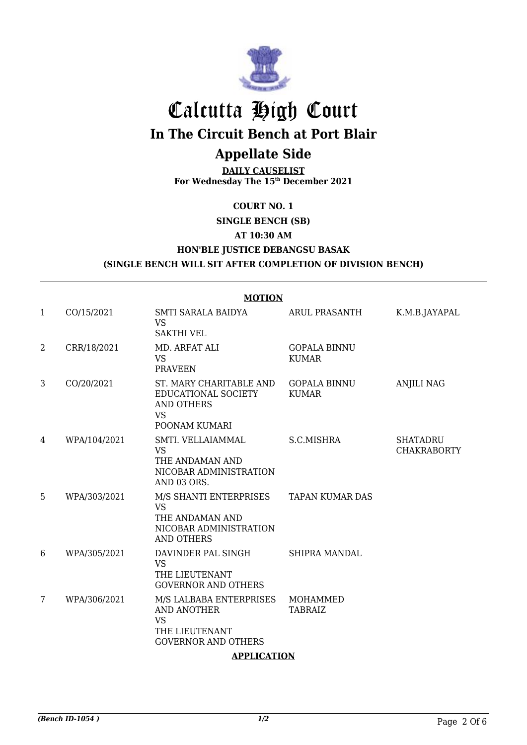# Calcutta High Court

## In The Circuit Bench at Port Blair

## Appellate Side

**DAILY CAUSELIST**
**For Wednesday The 15th December 2021**

**COURT NO. 1**

**SINGLE BENCH (SB)**

**AT 10:30 AM**

**HON'BLE JUSTICE DEBANGSU BASAK**

**(SINGLE BENCH WILL SIT AFTER COMPLETION OF DIVISION BENCH)**

**MOTION**

| | | | | |
|---|---|---|---|---|
| 1 | CO/15/2021 | SMTI SARALA BAIDYA VS SAKTHI VEL | ARUL PRASANTH | K.M.B.JAYAPAL |
| 2 | CRR/18/2021 | MD. ARFAT ALI VS PRAVEEN | GOPALA BINNU KUMAR | |
| 3 | CO/20/2021 | ST. MARY CHARITABLE AND EDUCATIONAL SOCIETY AND OTHERS VS POONAM KUMARI | GOPALA BINNU KUMAR | ANJILI NAG |
| 4 | WPA/104/2021 | SMTI. VELLAIAMMAL VS THE ANDAMAN AND NICOBAR ADMINISTRATION AND 03 ORS. | S.C.MISHRA | SHATADRU CHAKRABORTY |
| 5 | WPA/303/2021 | M/S SHANTI ENTERPRISES VS THE ANDAMAN AND NICOBAR ADMINISTRATION AND OTHERS | TAPAN KUMAR DAS | |
| 6 | WPA/305/2021 | DAVINDER PAL SINGH VS THE LIEUTENANT GOVERNOR AND OTHERS | SHIPRA MANDAL | |
| 7 | WPA/306/2021 | M/S LALBABA ENTERPRISES AND ANOTHER VS THE LIEUTENANT GOVERNOR AND OTHERS | MOHAMMED TABRAIZ | |

**APPLICATION**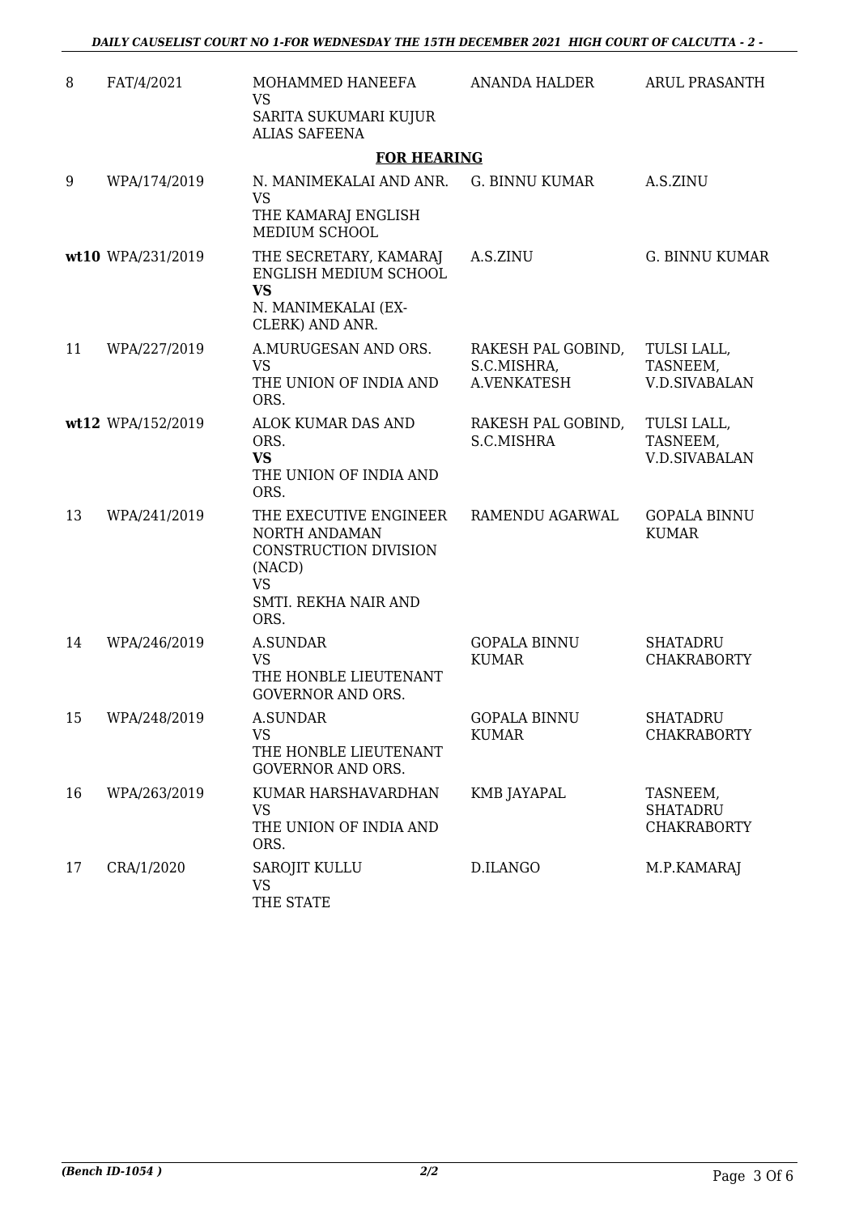| | | | | |
|---|---|---|---|---|
| 8 | FAT/4/2021 | MOHAMMED HANEEFA<br>VS<br>SARITA SUKUMARI KUJUR ALIAS SAFEENA | ANANDA HALDER | ARUL PRASANTH |
| | | **FOR HEARING** | | |
| 9 | WPA/174/2019 | N. MANIMEKALAI AND ANR.<br>VS<br>THE KAMARAJ ENGLISH MEDIUM SCHOOL | G. BINNU KUMAR | A.S.ZINU |
| **wt10** | WPA/231/2019 | THE SECRETARY, KAMARAJ ENGLISH MEDIUM SCHOOL<br>**VS**<br>N. MANIMEKALAI (EX-CLERK) AND ANR. | A.S.ZINU | G. BINNU KUMAR |
| 11 | WPA/227/2019 | A.MURUGESAN AND ORS.<br>VS<br>THE UNION OF INDIA AND ORS. | RAKESH PAL GOBIND, S.C.MISHRA, A.VENKATESH | TULSI LALL, TASNEEM, V.D.SIVABALAN |
| **wt12** | WPA/152/2019 | ALOK KUMAR DAS AND ORS.<br>**VS**<br>THE UNION OF INDIA AND ORS. | RAKESH PAL GOBIND, S.C.MISHRA | TULSI LALL, TASNEEM, V.D.SIVABALAN |
| 13 | WPA/241/2019 | THE EXECUTIVE ENGINEER NORTH ANDAMAN CONSTRUCTION DIVISION (NACD)<br>VS<br>SMTI. REKHA NAIR AND ORS. | RAMENDU AGARWAL | GOPALA BINNU KUMAR |
| 14 | WPA/246/2019 | A.SUNDAR<br>VS<br>THE HONBLE LIEUTENANT GOVERNOR AND ORS. | GOPALA BINNU KUMAR | SHATADRU CHAKRABORTY |
| 15 | WPA/248/2019 | A.SUNDAR<br>VS<br>THE HONBLE LIEUTENANT GOVERNOR AND ORS. | GOPALA BINNU KUMAR | SHATADRU CHAKRABORTY |
| 16 | WPA/263/2019 | KUMAR HARSHAVARDHAN<br>VS<br>THE UNION OF INDIA AND ORS. | KMB JAYAPAL | TASNEEM, SHATADRU CHAKRABORTY |
| 17 | CRA/1/2020 | SAROJIT KULLU<br>VS<br>THE STATE | D.ILANGO | M.P.KAMARAJ |

*(Bench ID-1054 )* 2/2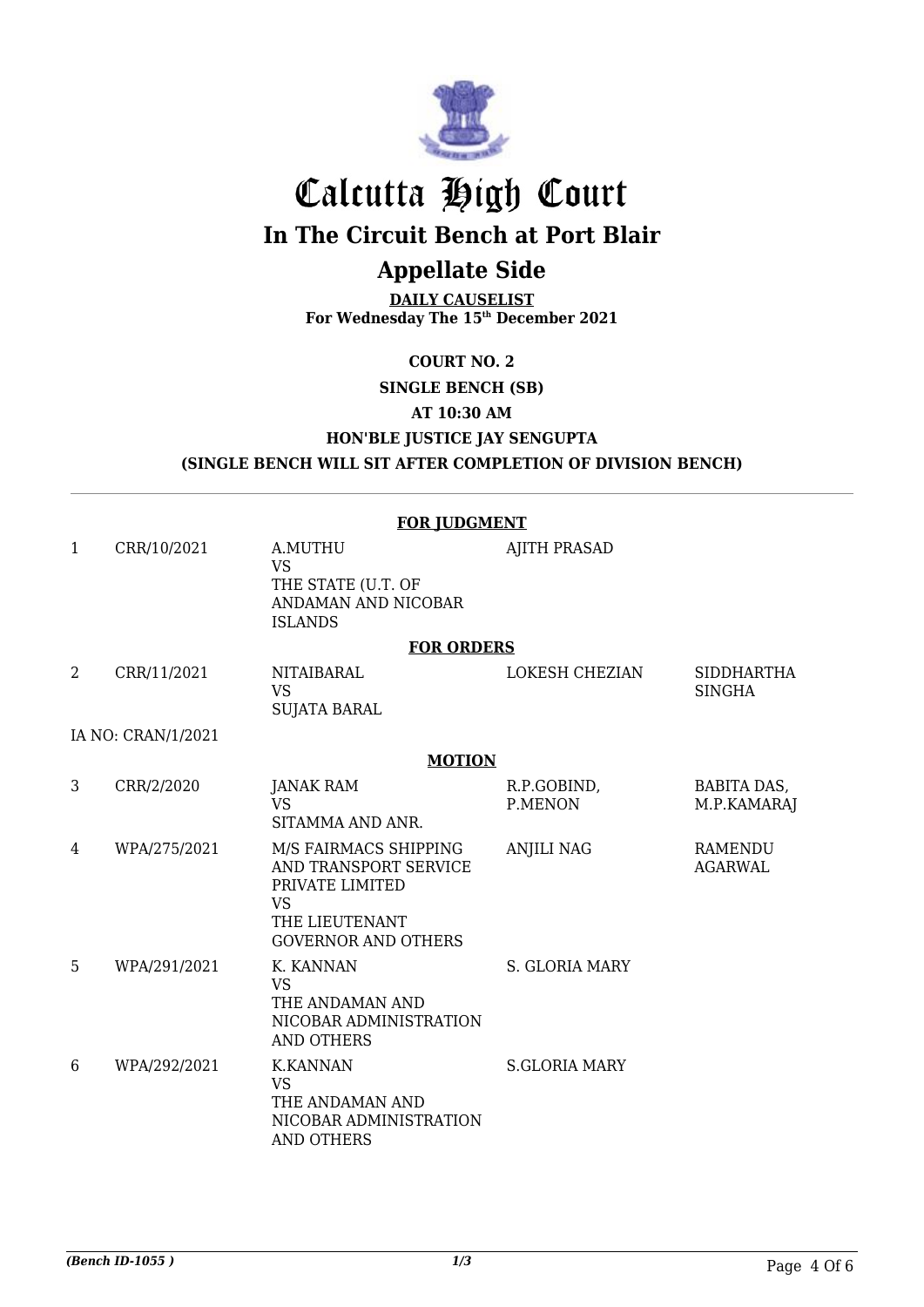# Calcutta High Court

## In The Circuit Bench at Port Blair

## Appellate Side

**DAILY CAUSELIST**
**For Wednesday The 15th December 2021**

**COURT NO. 2**

**SINGLE BENCH (SB)**

**AT 10:30 AM**

**HON'BLE JUSTICE JAY SENGUPTA**

**(SINGLE BENCH WILL SIT AFTER COMPLETION OF DIVISION BENCH)**

**FOR JUDGMENT**

| | | | | |
|---|---|---|---|---|
| 1 | CRR/10/2021 | A.MUTHU<br>VS<br>THE STATE (U.T. OF ANDAMAN AND NICOBAR ISLANDS | AJITH PRASAD | |

**FOR ORDERS**

| | | | | |
|---|---|---|---|---|
| 2 | CRR/11/2021 | NITAIBARAL<br>VS<br>SUJATA BARAL | LOKESH CHEZIAN | SIDDHARTHA SINGHA |

IA NO: CRAN/1/2021

**MOTION**

| | | | | |
|---|---|---|---|---|
| 3 | CRR/2/2020 | JANAK RAM<br>VS<br>SITAMMA AND ANR. | R.P.GOBIND, P.MENON | BABITA DAS, M.P.KAMARAJ |
| 4 | WPA/275/2021 | M/S FAIRMACS SHIPPING AND TRANSPORT SERVICE PRIVATE LIMITED<br>VS<br>THE LIEUTENANT GOVERNOR AND OTHERS | ANJILI NAG | RAMENDU AGARWAL |
| 5 | WPA/291/2021 | K. KANNAN<br>VS<br>THE ANDAMAN AND NICOBAR ADMINISTRATION AND OTHERS | S. GLORIA MARY | |
| 6 | WPA/292/2021 | K.KANNAN<br>VS<br>THE ANDAMAN AND NICOBAR ADMINISTRATION AND OTHERS | S.GLORIA MARY | |

*(Bench ID-1055 )* 1/3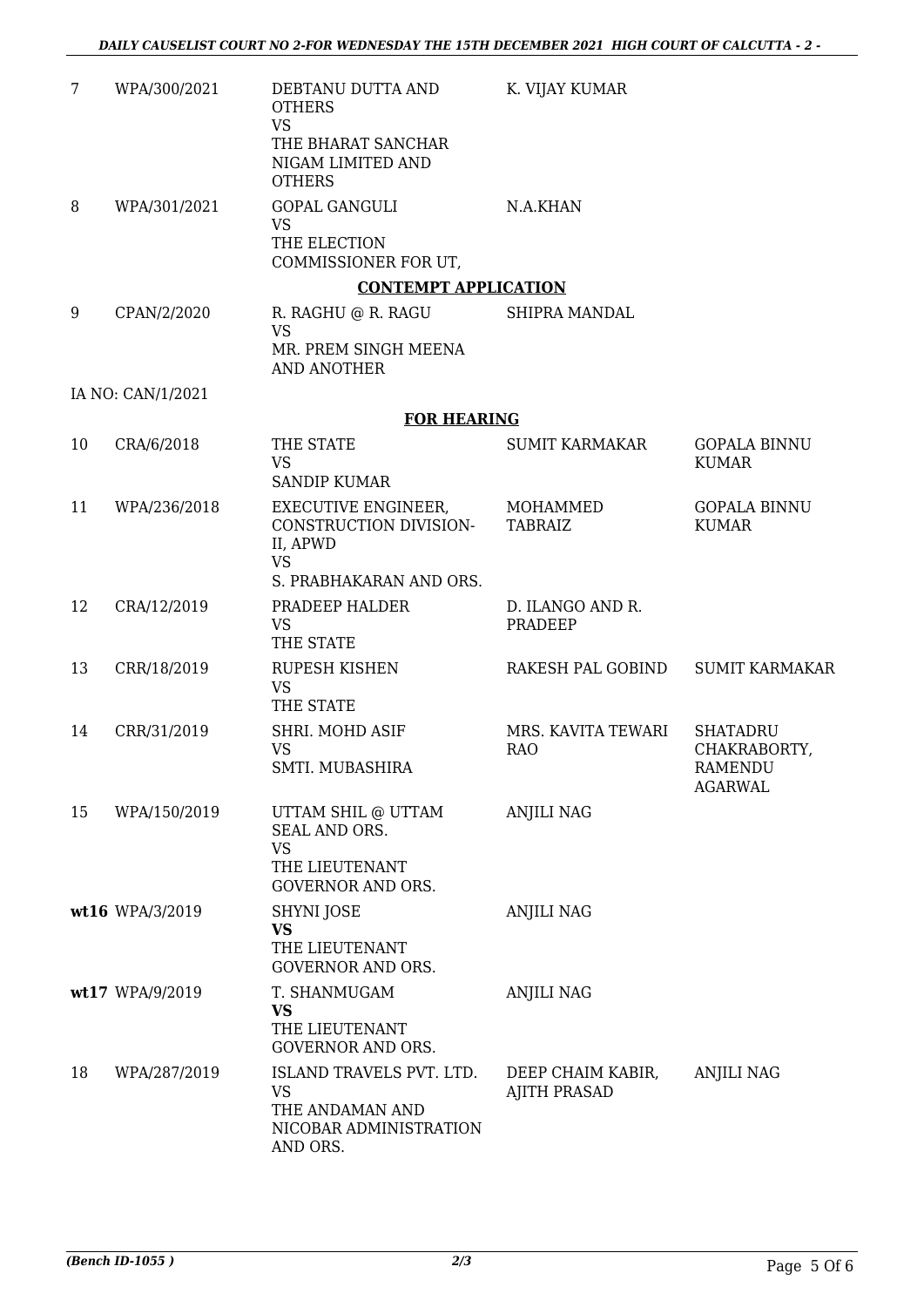| | | | | |
|---|---|---|---|---|
| 7 | WPA/300/2021 | DEBTANU DUTTA AND OTHERS VS THE BHARAT SANCHAR NIGAM LIMITED AND OTHERS | K. VIJAY KUMAR | |
| 8 | WPA/301/2021 | GOPAL GANGULI VS THE ELECTION COMMISSIONER FOR UT, | N.A.KHAN | |

**CONTEMPT APPLICATION**

| | | | | |
|---|---|---|---|---|
| 9 | CPAN/2/2020 | R. RAGHU @ R. RAGU VS MR. PREM SINGH MEENA AND ANOTHER | SHIPRA MANDAL | |
| | IA NO: CAN/1/2021 | | | |

**FOR HEARING**

| | | | | |
|---|---|---|---|---|
| 10 | CRA/6/2018 | THE STATE VS SANDIP KUMAR | SUMIT KARMAKAR | GOPALA BINNU KUMAR |
| 11 | WPA/236/2018 | EXECUTIVE ENGINEER, CONSTRUCTION DIVISION-II, APWD VS S. PRABHAKARAN AND ORS. | MOHAMMED TABRAIZ | GOPALA BINNU KUMAR |
| 12 | CRA/12/2019 | PRADEEP HALDER VS THE STATE | D. ILANGO AND R. PRADEEP | |
| 13 | CRR/18/2019 | RUPESH KISHEN VS THE STATE | RAKESH PAL GOBIND | SUMIT KARMAKAR |
| 14 | CRR/31/2019 | SHRI. MOHD ASIF VS SMTI. MUBASHIRA | MRS. KAVITA TEWARI RAO | SHATADRU CHAKRABORTY, RAMENDU AGARWAL |
| 15 | WPA/150/2019 | UTTAM SHIL @ UTTAM SEAL AND ORS. VS THE LIEUTENANT GOVERNOR AND ORS. | ANJILI NAG | |
| **wt16** | WPA/3/2019 | SHYNI JOSE **VS** THE LIEUTENANT GOVERNOR AND ORS. | ANJILI NAG | |
| **wt17** | WPA/9/2019 | T. SHANMUGAM **VS** THE LIEUTENANT GOVERNOR AND ORS. | ANJILI NAG | |
| 18 | WPA/287/2019 | ISLAND TRAVELS PVT. LTD. VS THE ANDAMAN AND NICOBAR ADMINISTRATION AND ORS. | DEEP CHAIM KABIR, AJITH PRASAD | ANJILI NAG |

*(Bench ID-1055 )* 2/3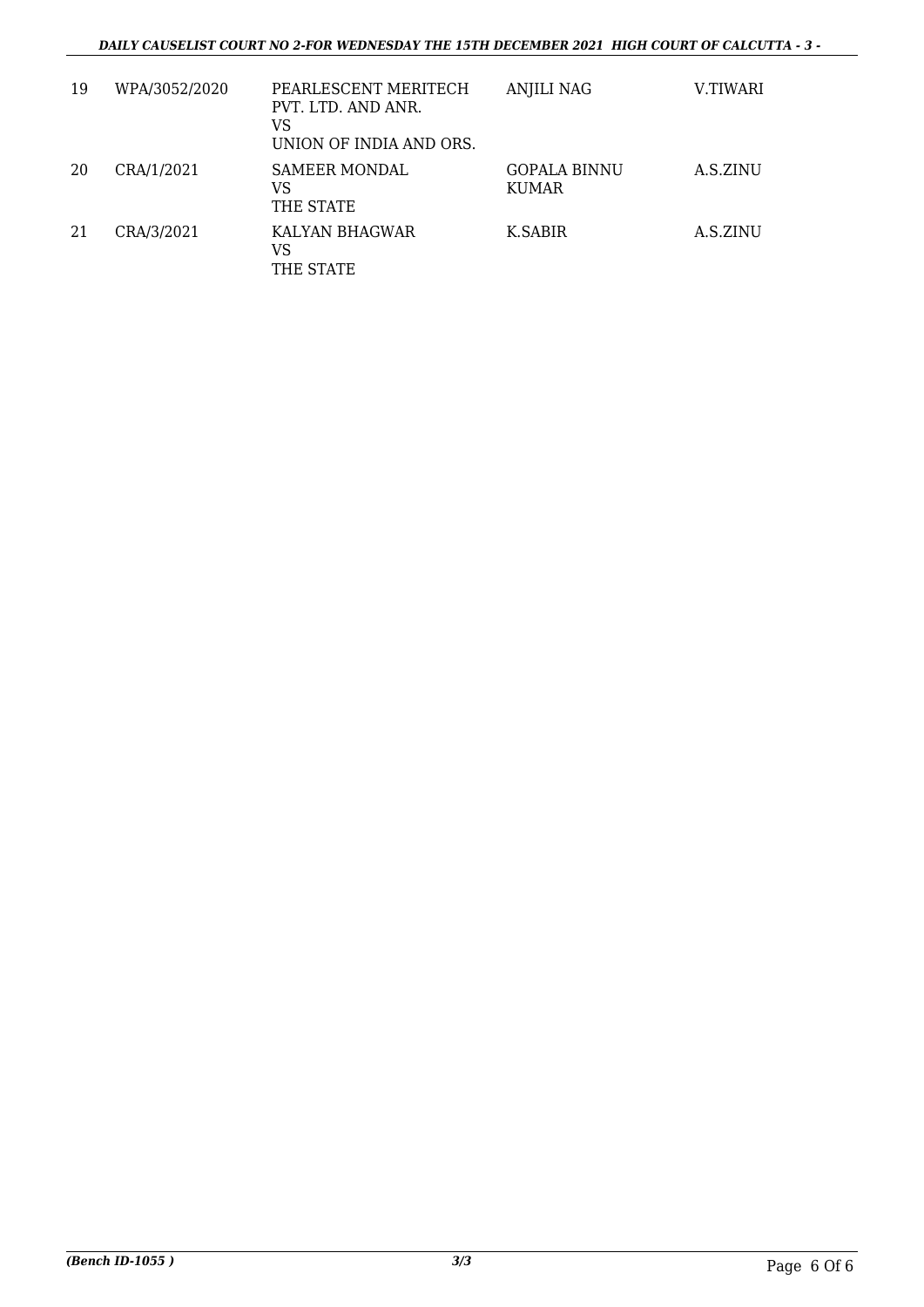| | | | | |
|---|---|---|---|---|
| 19 | WPA/3052/2020 | PEARLESCENT MERITECH PVT. LTD. AND ANR. VS UNION OF INDIA AND ORS. | ANJILI NAG | V.TIWARI |
| 20 | CRA/1/2021 | SAMEER MONDAL VS THE STATE | GOPALA BINNU KUMAR | A.S.ZINU |
| 21 | CRA/3/2021 | KALYAN BHAGWAR VS THE STATE | K.SABIR | A.S.ZINU |